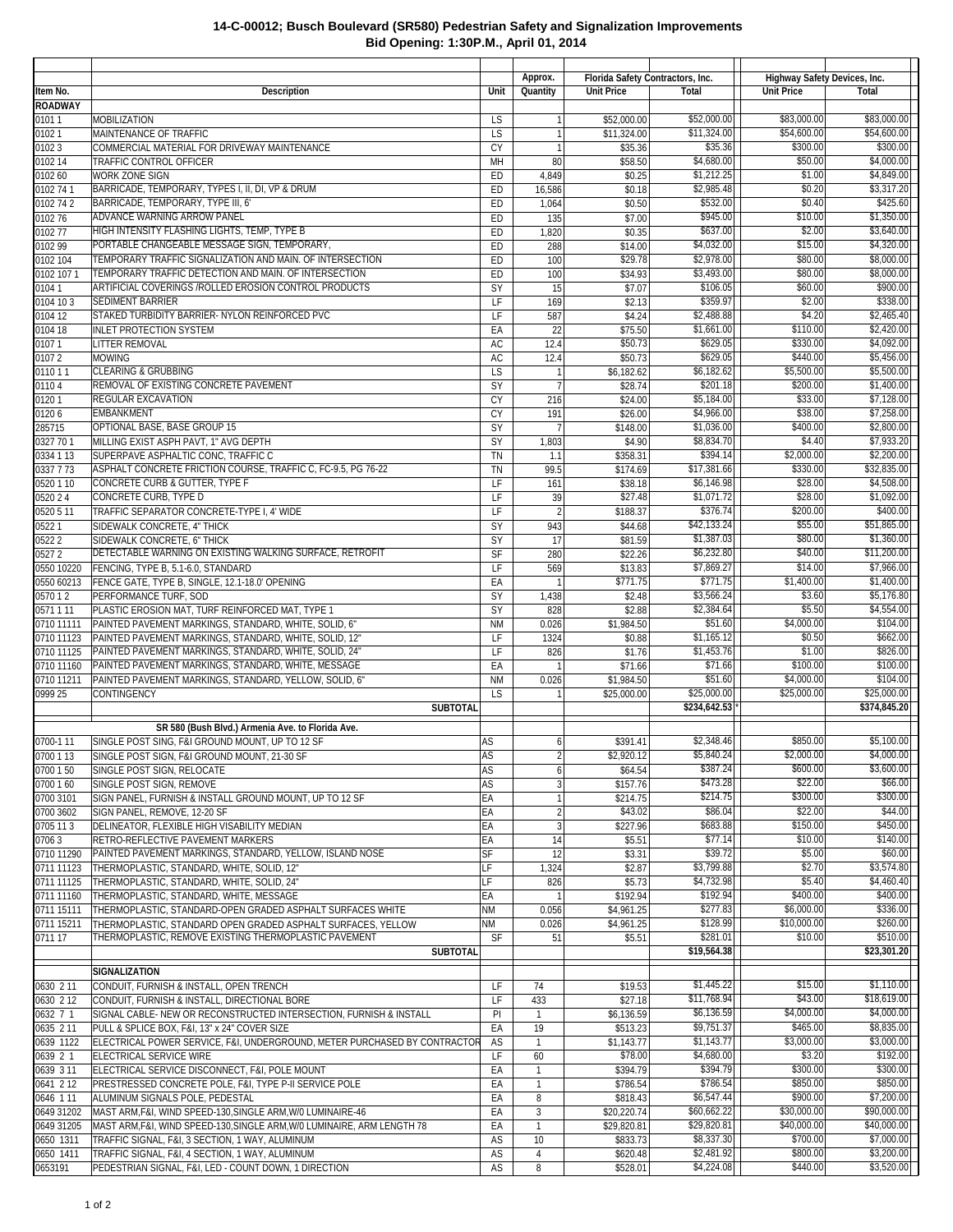**14-C-00012; Busch Boulevard (SR580) Pedestrian Safety and Signalization Improvements**
**Bid Opening: 1:30P.M., April 01, 2014**

| Item No. | Description | Unit | Approx. Quantity | Florida Safety Contractors, Inc. Unit Price | Florida Safety Contractors, Inc. Total | Highway Safety Devices, Inc. Unit Price | Highway Safety Devices, Inc. Total |
|---|---|---|---|---|---|---|---|
| **ROADWAY** | | | | | | | |
| 0101 1 | MOBILIZATION | LS | 1 | $52,000.00 | $52,000.00 | $83,000.00 | $83,000.00 |
| 0102 1 | MAINTENANCE OF TRAFFIC | LS | 1 | $11,324.00 | $11,324.00 | $54,600.00 | $54,600.00 |
| 0102 3 | COMMERCIAL MATERIAL FOR DRIVEWAY MAINTENANCE | CY | 1 | $35.36 | $35.36 | $300.00 | $300.00 |
| 0102 14 | TRAFFIC CONTROL OFFICER | MH | 80 | $58.50 | $4,680.00 | $50.00 | $4,000.00 |
| 0102 60 | WORK ZONE SIGN | ED | 4,849 | $0.25 | $1,212.25 | $1.00 | $4,849.00 |
| 0102 74 1 | BARRICADE, TEMPORARY, TYPES I, II, DI, VP & DRUM | ED | 16,586 | $0.18 | $2,985.48 | $0.20 | $3,317.20 |
| 0102 74 2 | BARRICADE, TEMPORARY, TYPE III, 6' | ED | 1,064 | $0.50 | $532.00 | $0.40 | $425.60 |
| 0102 76 | ADVANCE WARNING ARROW PANEL | ED | 135 | $7.00 | $945.00 | $10.00 | $1,350.00 |
| 0102 77 | HIGH INTENSITY FLASHING LIGHTS, TEMP, TYPE B | ED | 1,820 | $0.35 | $637.00 | $2.00 | $3,640.00 |
| 0102 99 | PORTABLE CHANGEABLE MESSAGE SIGN, TEMPORARY, | ED | 288 | $14.00 | $4,032.00 | $15.00 | $4,320.00 |
| 0102 104 | TEMPORARY TRAFFIC SIGNALIZATION AND MAIN. OF INTERSECTION | ED | 100 | $29.78 | $2,978.00 | $80.00 | $8,000.00 |
| 0102 107 1 | TEMPORARY TRAFFIC DETECTION AND MAIN. OF INTERSECTION | ED | 100 | $34.93 | $3,493.00 | $80.00 | $8,000.00 |
| 0104 1 | ARTIFICIAL COVERINGS /ROLLED EROSION CONTROL PRODUCTS | SY | 15 | $7.07 | $106.05 | $60.00 | $900.00 |
| 0104 10 3 | SEDIMENT BARRIER | LF | 169 | $2.13 | $359.97 | $2.00 | $338.00 |
| 0104 12 | STAKED TURBIDITY BARRIER- NYLON REINFORCED PVC | LF | 587 | $4.24 | $2,488.88 | $4.20 | $2,465.40 |
| 0104 18 | INLET PROTECTION SYSTEM | EA | 22 | $75.50 | $1,661.00 | $110.00 | $2,420.00 |
| 0107 1 | LITTER REMOVAL | AC | 12.4 | $50.73 | $629.05 | $330.00 | $4,092.00 |
| 0107 2 | MOWING | AC | 12.4 | $50.73 | $629.05 | $440.00 | $5,456.00 |
| 0110 1 1 | CLEARING & GRUBBING | LS | 1 | $6,182.62 | $6,182.62 | $5,500.00 | $5,500.00 |
| 0110 4 | REMOVAL OF EXISTING CONCRETE PAVEMENT | SY | 7 | $28.74 | $201.18 | $200.00 | $1,400.00 |
| 0120 1 | REGULAR EXCAVATION | CY | 216 | $24.00 | $5,184.00 | $33.00 | $7,128.00 |
| 0120 6 | EMBANKMENT | CY | 191 | $26.00 | $4,966.00 | $38.00 | $7,258.00 |
| 285715 | OPTIONAL BASE, BASE GROUP 15 | SY | 7 | $148.00 | $1,036.00 | $400.00 | $2,800.00 |
| 0327 70 1 | MILLING EXIST ASPH PAVT, 1" AVG DEPTH | SY | 1,803 | $4.90 | $8,834.70 | $4.40 | $7,933.20 |
| 0334 1 13 | SUPERPAVE ASPHALTIC CONC, TRAFFIC C | TN | 1.1 | $358.31 | $394.14 | $2,000.00 | $2,200.00 |
| 0337 7 73 | ASPHALT CONCRETE FRICTION COURSE, TRAFFIC C, FC-9.5, PG 76-22 | TN | 99.5 | $174.69 | $17,381.66 | $330.00 | $32,835.00 |
| 0520 1 10 | CONCRETE CURB & GUTTER, TYPE F | LF | 161 | $38.18 | $6,146.98 | $28.00 | $4,508.00 |
| 0520 2 4 | CONCRETE CURB, TYPE D | LF | 39 | $27.48 | $1,071.72 | $28.00 | $1,092.00 |
| 0520 5 11 | TRAFFIC SEPARATOR CONCRETE-TYPE I, 4' WIDE | LF | 2 | $188.37 | $376.74 | $200.00 | $400.00 |
| 0522 1 | SIDEWALK CONCRETE, 4" THICK | SY | 943 | $44.68 | $42,133.24 | $55.00 | $51,865.00 |
| 0522 2 | SIDEWALK CONCRETE, 6" THICK | SY | 17 | $81.59 | $1,387.03 | $80.00 | $1,360.00 |
| 0527 2 | DETECTABLE WARNING ON EXISTING WALKING SURFACE, RETROFIT | SF | 280 | $22.26 | $6,232.80 | $40.00 | $11,200.00 |
| 0550 10220 | FENCING, TYPE B, 5.1-6.0, STANDARD | LF | 569 | $13.83 | $7,869.27 | $14.00 | $7,966.00 |
| 0550 60213 | FENCE GATE, TYPE B, SINGLE, 12.1-18.0' OPENING | EA | 1 | $771.75 | $771.75 | $1,400.00 | $1,400.00 |
| 0570 1 2 | PERFORMANCE TURF, SOD | SY | 1,438 | $2.48 | $3,566.24 | $3.60 | $5,176.80 |
| 0571 1 11 | PLASTIC EROSION MAT, TURF REINFORCED MAT, TYPE 1 | SY | 828 | $2.88 | $2,384.64 | $5.50 | $4,554.00 |
| 0710 11111 | PAINTED PAVEMENT MARKINGS, STANDARD, WHITE, SOLID, 6" | NM | 0.026 | $1,984.50 | $51.60 | $4,000.00 | $104.00 |
| 0710 11123 | PAINTED PAVEMENT MARKINGS, STANDARD, WHITE, SOLID, 12" | LF | 1324 | $0.88 | $1,165.12 | $0.50 | $662.00 |
| 0710 11125 | PAINTED PAVEMENT MARKINGS, STANDARD, WHITE, SOLID, 24" | LF | 826 | $1.76 | $1,453.76 | $1.00 | $826.00 |
| 0710 11160 | PAINTED PAVEMENT MARKINGS, STANDARD, WHITE, MESSAGE | EA | 1 | $71.66 | $71.66 | $100.00 | $100.00 |
| 0710 11211 | PAINTED PAVEMENT MARKINGS, STANDARD, YELLOW, SOLID, 6" | NM | 0.026 | $1,984.50 | $51.60 | $4,000.00 | $104.00 |
| 0999 25 | CONTINGENCY | LS | 1 | $25,000.00 | $25,000.00 | $25,000.00 | $25,000.00 |
| | **SUBTOTAL** | | | | **$234,642.53** * | | **$374,845.20** |
| | **SR 580 (Bush Blvd.) Armenia Ave. to Florida Ave.** | | | | | | |
| 0700-1 11 | SINGLE POST SING, F&I GROUND MOUNT, UP TO 12 SF | AS | 6 | $391.41 | $2,348.46 | $850.00 | $5,100.00 |
| 0700 1 13 | SINGLE POST SIGN, F&I GROUND MOUNT, 21-30 SF | AS | 2 | $2,920.12 | $5,840.24 | $2,000.00 | $4,000.00 |
| 0700 1 50 | SINGLE POST SIGN, RELOCATE | AS | 6 | $64.54 | $387.24 | $600.00 | $3,600.00 |
| 0700 1 60 | SINGLE POST SIGN, REMOVE | AS | 3 | $157.76 | $473.28 | $22.00 | $66.00 |
| 0700 3101 | SIGN PANEL, FURNISH & INSTALL GROUND MOUNT, UP TO 12 SF | EA | 1 | $214.75 | $214.75 | $300.00 | $300.00 |
| 0700 3602 | SIGN PANEL, REMOVE, 12-20 SF | EA | 2 | $43.02 | $86.04 | $22.00 | $44.00 |
| 0705 11 3 | DELINEATOR, FLEXIBLE HIGH VISABILITY MEDIAN | EA | 3 | $227.96 | $683.88 | $150.00 | $450.00 |
| 0706 3 | RETRO-REFLECTIVE PAVEMENT MARKERS | EA | 14 | $5.51 | $77.14 | $10.00 | $140.00 |
| 0710 11290 | PAINTED PAVEMENT MARKINGS, STANDARD, YELLOW, ISLAND NOSE | SF | 12 | $3.31 | $39.72 | $5.00 | $60.00 |
| 0711 11123 | THERMOPLASTIC, STANDARD, WHITE, SOLID, 12" | LF | 1,324 | $2.87 | $3,799.88 | $2.70 | $3,574.80 |
| 0711 11125 | THERMOPLASTIC, STANDARD, WHITE, SOLID, 24" | LF | 826 | $5.73 | $4,732.98 | $5.40 | $4,460.40 |
| 0711 11160 | THERMOPLASTIC, STANDARD, WHITE, MESSAGE | EA | 1 | $192.94 | $192.94 | $400.00 | $400.00 |
| 0711 15111 | THERMOPLASTIC, STANDARD-OPEN GRADED ASPHALT SURFACES WHITE | NM | 0.056 | $4,961.25 | $277.83 | $6,000.00 | $336.00 |
| 0711 15211 | THERMOPLASTIC, STANDARD OPEN GRADED ASPHALT SURFACES, YELLOW | NM | 0.026 | $4,961.25 | $128.99 | $10,000.00 | $260.00 |
| 0711 17 | THERMOPLASTIC, REMOVE EXISTING THERMOPLASTIC PAVEMENT | SF | 51 | $5.51 | $281.01 | $10.00 | $510.00 |
| | **SUBTOTAL** | | | | **$19,564.38** | | **$23,301.20** |
| | **SIGNALIZATION** | | | | | | |
| 0630 2 11 | CONDUIT, FURNISH & INSTALL, OPEN TRENCH | LF | 74 | $19.53 | $1,445.22 | $15.00 | $1,110.00 |
| 0630 2 12 | CONDUIT, FURNISH & INSTALL, DIRECTIONAL BORE | LF | 433 | $27.18 | $11,768.94 | $43.00 | $18,619.00 |
| 0632 7 1 | SIGNAL CABLE- NEW OR RECONSTRUCTED INTERSECTION, FURNISH & INSTALL | PI | 1 | $6,136.59 | $6,136.59 | $4,000.00 | $4,000.00 |
| 0635 2 11 | PULL & SPLICE BOX, F&I, 13" x 24" COVER SIZE | EA | 19 | $513.23 | $9,751.37 | $465.00 | $8,835.00 |
| 0639 1122 | ELECTRICAL POWER SERVICE, F&I, UNDERGROUND, METER PURCHASED BY CONTRACTOR | AS | 1 | $1,143.77 | $1,143.77 | $3,000.00 | $3,000.00 |
| 0639 2 1 | ELECTRICAL SERVICE WIRE | LF | 60 | $78.00 | $4,680.00 | $3.20 | $192.00 |
| 0639 3 11 | ELECTRICAL SERVICE DISCONNECT, F&I, POLE MOUNT | EA | 1 | $394.79 | $394.79 | $300.00 | $300.00 |
| 0641 2 12 | PRESTRESSED CONCRETE POLE, F&I, TYPE P-II SERVICE POLE | EA | 1 | $786.54 | $786.54 | $850.00 | $850.00 |
| 0646 1 11 | ALUMINUM SIGNALS POLE, PEDESTAL | EA | 8 | $818.43 | $6,547.44 | $900.00 | $7,200.00 |
| 0649 31202 | MAST ARM,F&I, WIND SPEED-130,SINGLE ARM,W/0 LUMINAIRE-46 | EA | 3 | $20,220.74 | $60,662.22 | $30,000.00 | $90,000.00 |
| 0649 31205 | MAST ARM,F&I, WIND SPEED-130,SINGLE ARM,W/0 LUMINAIRE, ARM LENGTH 78 | EA | 1 | $29,820.81 | $29,820.81 | $40,000.00 | $40,000.00 |
| 0650 1311 | TRAFFIC SIGNAL, F&I, 3 SECTION, 1 WAY, ALUMINUM | AS | 10 | $833.73 | $8,337.30 | $700.00 | $7,000.00 |
| 0650 1411 | TRAFFIC SIGNAL, F&I, 4 SECTION, 1 WAY, ALUMINUM | AS | 4 | $620.48 | $2,481.92 | $800.00 | $3,200.00 |
| 0653191 | PEDESTRIAN SIGNAL, F&I, LED - COUNT DOWN, 1 DIRECTION | AS | 8 | $528.01 | $4,224.08 | $440.00 | $3,520.00 |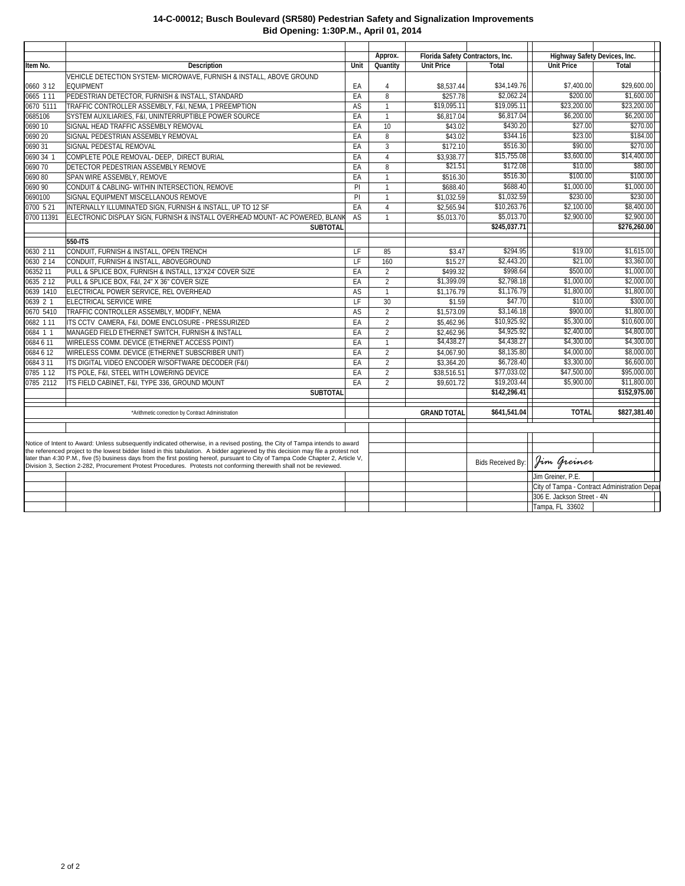**14-C-00012; Busch Boulevard (SR580) Pedestrian Safety and Signalization Improvements**
**Bid Opening: 1:30P.M., April 01, 2014**

| | | | Approx. | Florida Safety Contractors, Inc. | | Highway Safety Devices, Inc. | |
|---|---|---|---|---|---|---|---|
| **Item No.** | **Description** | **Unit** | **Quantity** | **Unit Price** | **Total** | **Unit Price** | **Total** |
| 0660 3 12 | VEHICLE DETECTION SYSTEM- MICROWAVE, FURNISH & INSTALL, ABOVE GROUND EQUIPMENT | EA | 4 | $8,537.44 | $34,149.76 | $7,400.00 | $29,600.00 |
| 0665 1 11 | PEDESTRIAN DETECTOR, FURNISH & INSTALL, STANDARD | EA | 8 | $257.78 | $2,062.24 | $200.00 | $1,600.00 |
| 0670 5111 | TRAFFIC CONTROLLER ASSEMBLY, F&I, NEMA, 1 PREEMPTION | AS | 1 | $19,095.11 | $19,095.11 | $23,200.00 | $23,200.00 |
| 0685106 | SYSTEM AUXILIARIES, F&I, UNINTERRUPTIBLE POWER SOURCE | EA | 1 | $6,817.04 | $6,817.04 | $6,200.00 | $6,200.00 |
| 0690 10 | SIGNAL HEAD TRAFFIC ASSEMBLY REMOVAL | EA | 10 | $43.02 | $430.20 | $27.00 | $270.00 |
| 0690 20 | SIGNAL PEDESTRIAN ASSEMBLY REMOVAL | EA | 8 | $43.02 | $344.16 | $23.00 | $184.00 |
| 0690 31 | SIGNAL PEDESTAL REMOVAL | EA | 3 | $172.10 | $516.30 | $90.00 | $270.00 |
| 0690 34 1 | COMPLETE POLE REMOVAL- DEEP, DIRECT BURIAL | EA | 4 | $3,938.77 | $15,755.08 | $3,600.00 | $14,400.00 |
| 0690 70 | DETECTOR PEDESTRIAN ASSEMBLY REMOVE | EA | 8 | $21.51 | $172.08 | $10.00 | $80.00 |
| 0690 80 | SPAN WIRE ASSEMBLY, REMOVE | EA | 1 | $516.30 | $516.30 | $100.00 | $100.00 |
| 0690 90 | CONDUIT & CABLING- WITHIN INTERSECTION, REMOVE | PI | 1 | $688.40 | $688.40 | $1,000.00 | $1,000.00 |
| 0690100 | SIGNAL EQUIPMENT MISCELLANOUS REMOVE | PI | 1 | $1,032.59 | $1,032.59 | $230.00 | $230.00 |
| 0700 5 21 | INTERNALLY ILLUMINATED SIGN, FURNISH & INSTALL, UP TO 12 SF | EA | 4 | $2,565.94 | $10,263.76 | $2,100.00 | $8,400.00 |
| 0700 11391 | ELECTRONIC DISPLAY SIGN, FURNISH & INSTALL OVERHEAD MOUNT- AC POWERED, BLANK | AS | 1 | $5,013.70 | $5,013.70 | $2,900.00 | $2,900.00 |
| | **SUBTOTAL** | | | | **$245,037.71** | | **$276,260.00** |
| | **550-ITS** | | | | | | |
| 0630 2 11 | CONDUIT, FURNISH & INSTALL, OPEN TRENCH | LF | 85 | $3.47 | $294.95 | $19.00 | $1,615.00 |
| 0630 2 14 | CONDUIT, FURNISH & INSTALL, ABOVEGROUND | LF | 160 | $15.27 | $2,443.20 | $21.00 | $3,360.00 |
| 06352 11 | PULL & SPLICE BOX, FURNISH & INSTALL, 13"X24' COVER SIZE | EA | 2 | $499.32 | $998.64 | $500.00 | $1,000.00 |
| 0635 2 12 | PULL & SPLICE BOX, F&I, 24" X 36" COVER SIZE | EA | 2 | $1,399.09 | $2,798.18 | $1,000.00 | $2,000.00 |
| 0639 1410 | ELECTRICAL POWER SERVICE, REL OVERHEAD | AS | 1 | $1,176.79 | $1,176.79 | $1,800.00 | $1,800.00 |
| 0639 2 1 | ELECTRICAL SERVICE WIRE | LF | 30 | $1.59 | $47.70 | $10.00 | $300.00 |
| 0670 5410 | TRAFFIC CONTROLLER ASSEMBLY, MODIFY, NEMA | AS | 2 | $1,573.09 | $3,146.18 | $900.00 | $1,800.00 |
| 0682 1 11 | ITS CCTV CAMERA, F&I, DOME ENCLOSURE - PRESSURIZED | EA | 2 | $5,462.96 | $10,925.92 | $5,300.00 | $10,600.00 |
| 0684 1 1 | MANAGED FIELD ETHERNET SWITCH, FURNISH & INSTALL | EA | 2 | $2,462.96 | $4,925.92 | $2,400.00 | $4,800.00 |
| 0684 6 11 | WIRELESS COMM. DEVICE (ETHERNET ACCESS POINT) | EA | 1 | $4,438.27 | $4,438.27 | $4,300.00 | $4,300.00 |
| 0684 6 12 | WIRELESS COMM. DEVICE (ETHERNET SUBSCRIBER UNIT) | EA | 2 | $4,067.90 | $8,135.80 | $4,000.00 | $8,000.00 |
| 0684 3 11 | ITS DIGITAL VIDEO ENCODER W/SOFTWARE DECODER (F&I) | EA | 2 | $3,364.20 | $6,728.40 | $3,300.00 | $6,600.00 |
| 0785 1 12 | ITS POLE, F&I, STEEL WITH LOWERING DEVICE | EA | 2 | $38,516.51 | $77,033.02 | $47,500.00 | $95,000.00 |
| 0785 2112 | ITS FIELD CABINET, F&I, TYPE 336, GROUND MOUNT | EA | 2 | $9,601.72 | $19,203.44 | $5,900.00 | $11,800.00 |
| | **SUBTOTAL** | | | | **$142,296.41** | | **$152,975.00** |
| | *Arithmetic correction by Contract Administration | | | **GRAND TOTAL** | **$641,541.04** | **TOTAL** | **$827,381.40** |

Notice of Intent to Award: Unless subsequently indicated otherwise, in a revised posting, the City of Tampa intends to award the referenced project to the lowest bidder listed in this tabulation. A bidder aggrieved by this decision may file a protest not later than 4:30 P.M., five (5) business days from the first posting hereof, pursuant to City of Tampa Code Chapter 2, Article V, Division 3, Section 2-282, Procurement Protest Procedures. Protests not conforming therewith shall not be reviewed.

Bids Received By: *Jim Greiner*

Jim Greiner, P.E.
City of Tampa - Contract Administration Depar
306 E. Jackson Street - 4N
Tampa, FL 33602